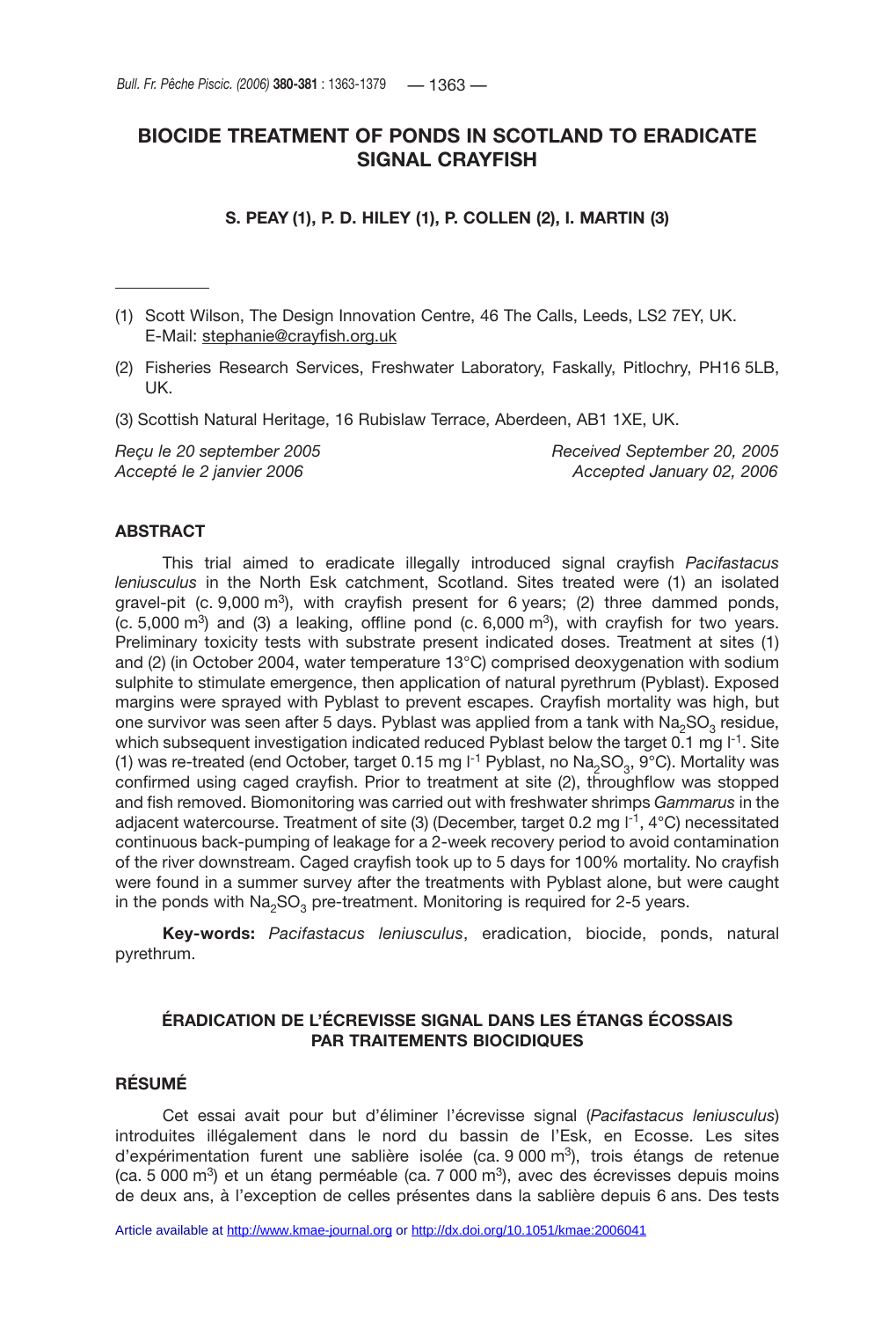# BIOCIDE TREATMENT OF PONDS IN SCOTLAND TO ERADICATE SIGNAL CRAYFISH

**S. PEAY (1), P. D. HILEY (1), P. COLLEN (2), I. MARTIN (3)**

(1) Scott Wilson, The Design Innovation Centre, 46 The Calls, Leeds, LS2 7EY, UK. E-Mail: stephanie@crayfish.org.uk

(2) Fisheries Research Services, Freshwater Laboratory, Faskally, Pitlochry, PH16 5LB, UK.

(3) Scottish Natural Heritage, 16 Rubislaw Terrace, Aberdeen, AB1 1XE, UK.

*Reçu le 20 september 2005* — *Received September 20, 2005*
*Accepté le 2 janvier 2006* — *Accepted January 02, 2006*

## ABSTRACT

This trial aimed to eradicate illegally introduced signal crayfish *Pacifastacus leniusculus* in the North Esk catchment, Scotland. Sites treated were (1) an isolated gravel-pit (c. 9,000 $m^3$), with crayfish present for 6 years; (2) three dammed ponds, (c. 5,000 $m^3$) and (3) a leaking, offline pond (c. 6,000 $m^3$), with crayfish for two years. Preliminary toxicity tests with substrate present indicated doses. Treatment at sites (1) and (2) (in October 2004, water temperature 13°C) comprised deoxygenation with sodium sulphite to stimulate emergence, then application of natural pyrethrum (Pyblast). Exposed margins were sprayed with Pyblast to prevent escapes. Crayfish mortality was high, but one survivor was seen after 5 days. Pyblast was applied from a tank with $Na_2SO_3$ residue, which subsequent investigation indicated reduced Pyblast below the target 0.1 mg $l^{-1}$. Site (1) was re-treated (end October, target 0.15 mg $l^{-1}$ Pyblast, no $Na_2SO_3$, 9°C). Mortality was confirmed using caged crayfish. Prior to treatment at site (2), throughflow was stopped and fish removed. Biomonitoring was carried out with freshwater shrimps *Gammarus* in the adjacent watercourse. Treatment of site (3) (December, target 0.2 mg $l^{-1}$, 4°C) necessitated continuous back-pumping of leakage for a 2-week recovery period to avoid contamination of the river downstream. Caged crayfish took up to 5 days for 100% mortality. No crayfish were found in a summer survey after the treatments with Pyblast alone, but were caught in the ponds with $Na_2SO_3$ pre-treatment. Monitoring is required for 2-5 years.

**Key-words:** *Pacifastacus leniusculus*, eradication, biocide, ponds, natural pyrethrum.

# ÉRADICATION DE L'ÉCREVISSE SIGNAL DANS LES ÉTANGS ÉCOSSAIS PAR TRAITEMENTS BIOCIDIQUES

## RÉSUMÉ

Cet essai avait pour but d'éliminer l'écrevisse signal (*Pacifastacus leniusculus*) introduites illégalement dans le nord du bassin de l'Esk, en Ecosse. Les sites d'expérimentation furent une sablière isolée (ca. 9 000 $m^3$), trois étangs de retenue (ca. 5 000 $m^3$) et un étang perméable (ca. 7 000 $m^3$), avec des écrevisses depuis moins de deux ans, à l'exception de celles présentes dans la sablière depuis 6 ans. Des tests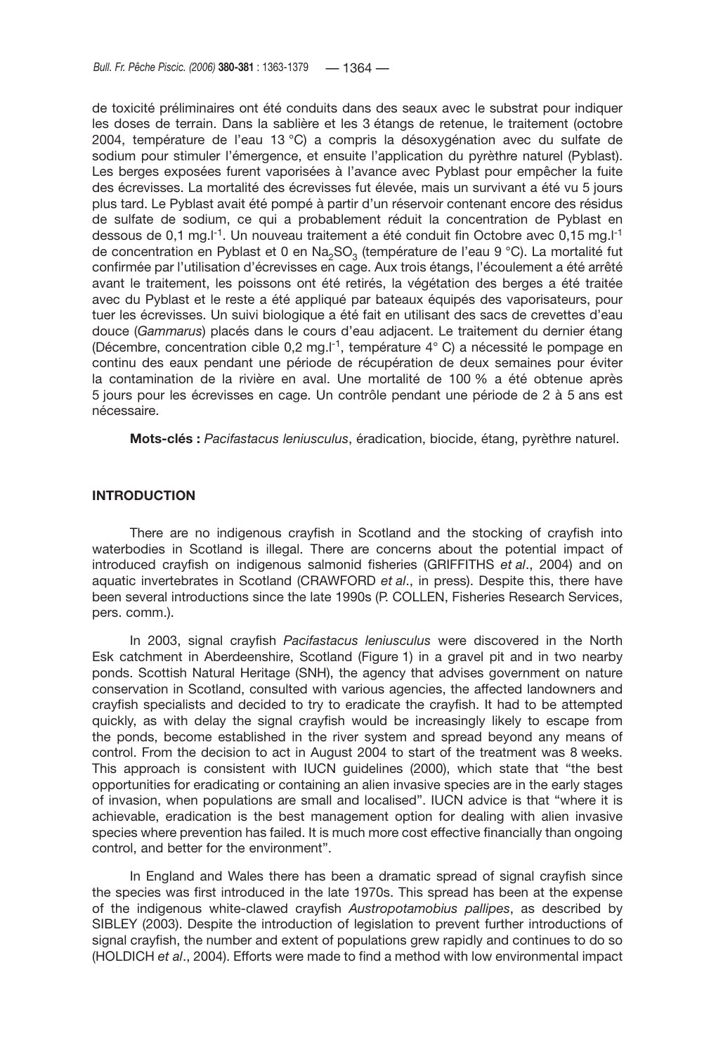de toxicité préliminaires ont été conduits dans des seaux avec le substrat pour indiquer les doses de terrain. Dans la sablière et les 3 étangs de retenue, le traitement (octobre 2004, température de l'eau 13 °C) a compris la désoxygénation avec du sulfate de sodium pour stimuler l'émergence, et ensuite l'application du pyrèthre naturel (Pyblast). Les berges exposées furent vaporisées à l'avance avec Pyblast pour empêcher la fuite des écrevisses. La mortalité des écrevisses fut élevée, mais un survivant a été vu 5 jours plus tard. Le Pyblast avait été pompé à partir d'un réservoir contenant encore des résidus de sulfate de sodium, ce qui a probablement réduit la concentration de Pyblast en dessous de 0,1 mg.l$^{-1}$. Un nouveau traitement a été conduit fin Octobre avec 0,15 mg.l$^{-1}$ de concentration en Pyblast et 0 en $Na_2SO_3$ (température de l'eau 9 °C). La mortalité fut confirmée par l'utilisation d'écrevisses en cage. Aux trois étangs, l'écoulement a été arrêté avant le traitement, les poissons ont été retirés, la végétation des berges a été traitée avec du Pyblast et le reste a été appliqué par bateaux équipés des vaporisateurs, pour tuer les écrevisses. Un suivi biologique a été fait en utilisant des sacs de crevettes d'eau douce (*Gammarus*) placés dans le cours d'eau adjacent. Le traitement du dernier étang (Décembre, concentration cible 0,2 mg.l$^{-1}$, température 4° C) a nécessité le pompage en continu des eaux pendant une période de récupération de deux semaines pour éviter la contamination de la rivière en aval. Une mortalité de 100 % a été obtenue après 5 jours pour les écrevisses en cage. Un contrôle pendant une période de 2 à 5 ans est nécessaire.

**Mots-clés :** *Pacifastacus leniusculus*, éradication, biocide, étang, pyrèthre naturel.

## INTRODUCTION

There are no indigenous crayfish in Scotland and the stocking of crayfish into waterbodies in Scotland is illegal. There are concerns about the potential impact of introduced crayfish on indigenous salmonid fisheries (GRIFFITHS *et al*., 2004) and on aquatic invertebrates in Scotland (CRAWFORD *et al*., in press). Despite this, there have been several introductions since the late 1990s (P. COLLEN, Fisheries Research Services, pers. comm.).

In 2003, signal crayfish *Pacifastacus leniusculus* were discovered in the North Esk catchment in Aberdeenshire, Scotland (Figure 1) in a gravel pit and in two nearby ponds. Scottish Natural Heritage (SNH), the agency that advises government on nature conservation in Scotland, consulted with various agencies, the affected landowners and crayfish specialists and decided to try to eradicate the crayfish. It had to be attempted quickly, as with delay the signal crayfish would be increasingly likely to escape from the ponds, become established in the river system and spread beyond any means of control. From the decision to act in August 2004 to start of the treatment was 8 weeks. This approach is consistent with IUCN guidelines (2000), which state that "the best opportunities for eradicating or containing an alien invasive species are in the early stages of invasion, when populations are small and localised". IUCN advice is that "where it is achievable, eradication is the best management option for dealing with alien invasive species where prevention has failed. It is much more cost effective financially than ongoing control, and better for the environment".

In England and Wales there has been a dramatic spread of signal crayfish since the species was first introduced in the late 1970s. This spread has been at the expense of the indigenous white-clawed crayfish *Austropotamobius pallipes*, as described by SIBLEY (2003). Despite the introduction of legislation to prevent further introductions of signal crayfish, the number and extent of populations grew rapidly and continues to do so (HOLDICH *et al*., 2004). Efforts were made to find a method with low environmental impact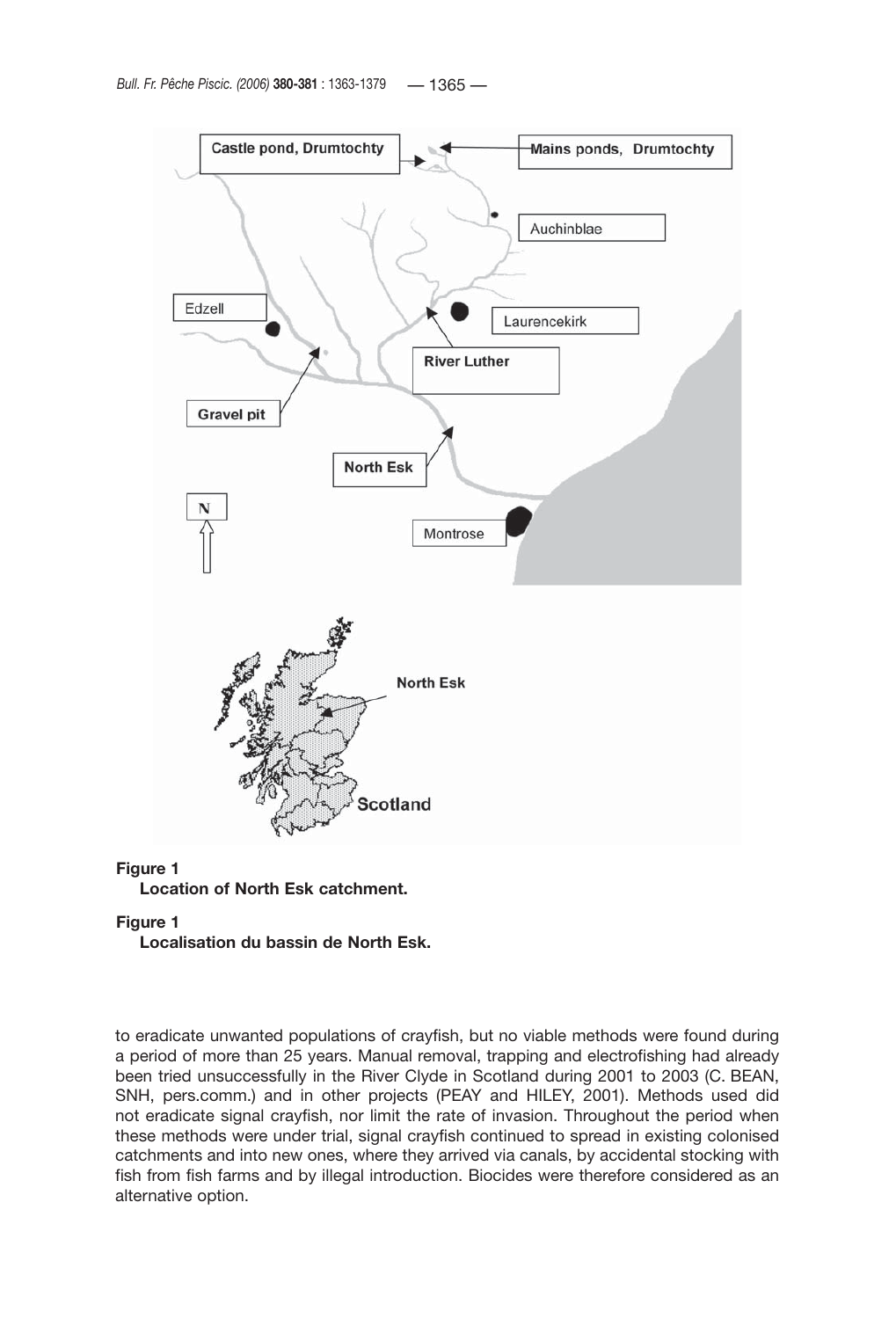**Figure 1**
**Location of North Esk catchment.**

**Figure 1**
**Localisation du bassin de North Esk.**

to eradicate unwanted populations of crayfish, but no viable methods were found during a period of more than 25 years. Manual removal, trapping and electrofishing had already been tried unsuccessfully in the River Clyde in Scotland during 2001 to 2003 (C. BEAN, SNH, pers.comm.) and in other projects (PEAY and HILEY, 2001). Methods used did not eradicate signal crayfish, nor limit the rate of invasion. Throughout the period when these methods were under trial, signal crayfish continued to spread in existing colonised catchments and into new ones, where they arrived via canals, by accidental stocking with fish from fish farms and by illegal introduction. Biocides were therefore considered as an alternative option.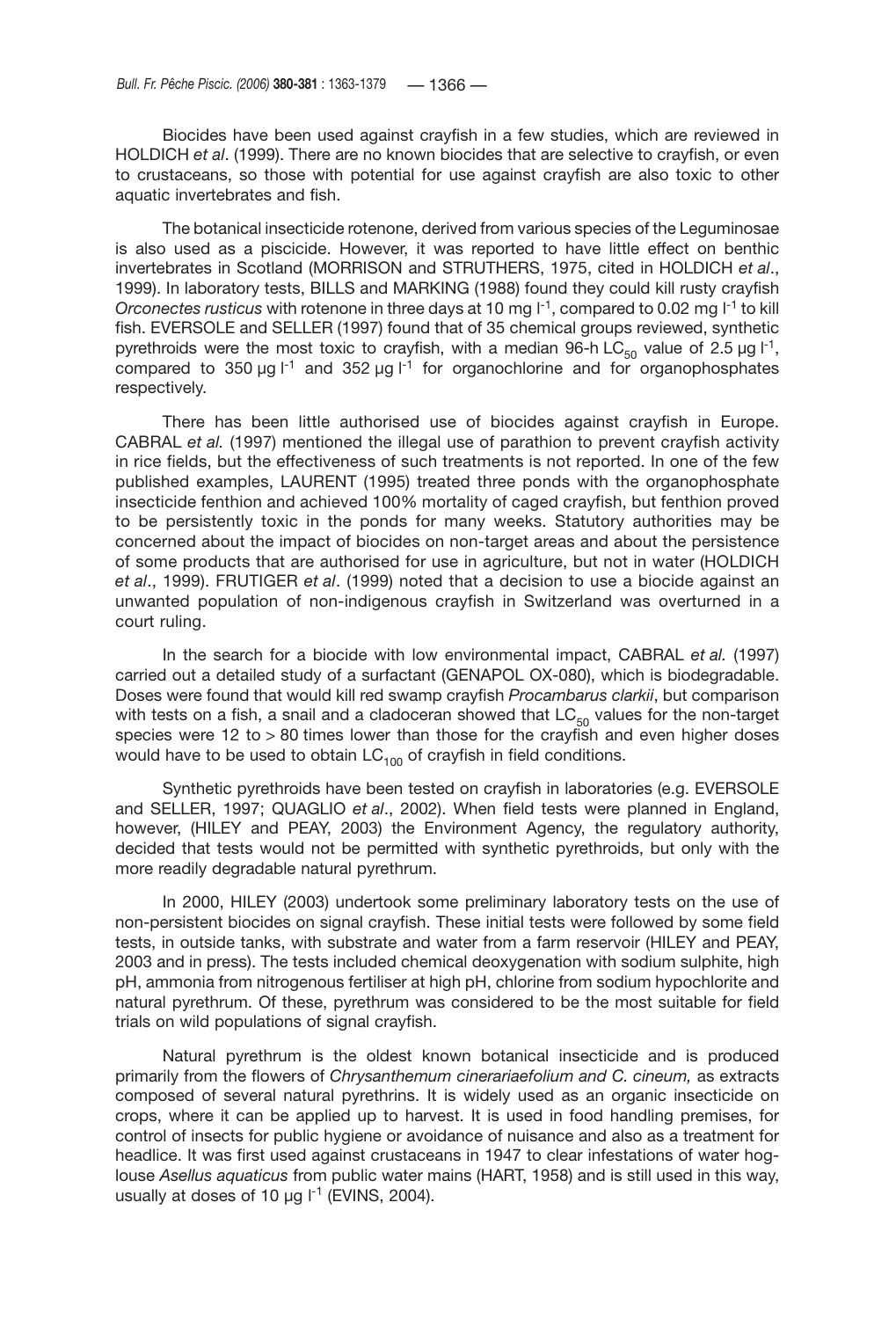Biocides have been used against crayfish in a few studies, which are reviewed in HOLDICH *et al*. (1999). There are no known biocides that are selective to crayfish, or even to crustaceans, so those with potential for use against crayfish are also toxic to other aquatic invertebrates and fish.

The botanical insecticide rotenone, derived from various species of the Leguminosae is also used as a piscicide. However, it was reported to have little effect on benthic invertebrates in Scotland (MORRISON and STRUTHERS, 1975, cited in HOLDICH *et al*., 1999). In laboratory tests, BILLS and MARKING (1988) found they could kill rusty crayfish *Orconectes rusticus* with rotenone in three days at 10 mg $l^{-1}$, compared to 0.02 mg $l^{-1}$ to kill fish. EVERSOLE and SELLER (1997) found that of 35 chemical groups reviewed, synthetic pyrethroids were the most toxic to crayfish, with a median 96-h $LC_{50}$ value of 2.5 µg $l^{-1}$, compared to 350 µg $l^{-1}$ and 352 µg $l^{-1}$ for organochlorine and for organophosphates respectively.

There has been little authorised use of biocides against crayfish in Europe. CABRAL *et al.* (1997) mentioned the illegal use of parathion to prevent crayfish activity in rice fields, but the effectiveness of such treatments is not reported. In one of the few published examples, LAURENT (1995) treated three ponds with the organophosphate insecticide fenthion and achieved 100% mortality of caged crayfish, but fenthion proved to be persistently toxic in the ponds for many weeks. Statutory authorities may be concerned about the impact of biocides on non-target areas and about the persistence of some products that are authorised for use in agriculture, but not in water (HOLDICH *et al*., 1999). FRUTIGER *et al*. (1999) noted that a decision to use a biocide against an unwanted population of non-indigenous crayfish in Switzerland was overturned in a court ruling.

In the search for a biocide with low environmental impact, CABRAL *et al.* (1997) carried out a detailed study of a surfactant (GENAPOL OX-080), which is biodegradable. Doses were found that would kill red swamp crayfish *Procambarus clarkii*, but comparison with tests on a fish, a snail and a cladoceran showed that $LC_{50}$ values for the non-target species were 12 to > 80 times lower than those for the crayfish and even higher doses would have to be used to obtain $LC_{100}$ of crayfish in field conditions.

Synthetic pyrethroids have been tested on crayfish in laboratories (e.g. EVERSOLE and SELLER, 1997; QUAGLIO *et al*., 2002). When field tests were planned in England, however, (HILEY and PEAY, 2003) the Environment Agency, the regulatory authority, decided that tests would not be permitted with synthetic pyrethroids, but only with the more readily degradable natural pyrethrum.

In 2000, HILEY (2003) undertook some preliminary laboratory tests on the use of non-persistent biocides on signal crayfish. These initial tests were followed by some field tests, in outside tanks, with substrate and water from a farm reservoir (HILEY and PEAY, 2003 and in press). The tests included chemical deoxygenation with sodium sulphite, high pH, ammonia from nitrogenous fertiliser at high pH, chlorine from sodium hypochlorite and natural pyrethrum. Of these, pyrethrum was considered to be the most suitable for field trials on wild populations of signal crayfish.

Natural pyrethrum is the oldest known botanical insecticide and is produced primarily from the flowers of *Chrysanthemum cinerariaefolium and C. cineum,* as extracts composed of several natural pyrethrins. It is widely used as an organic insecticide on crops, where it can be applied up to harvest. It is used in food handling premises, for control of insects for public hygiene or avoidance of nuisance and also as a treatment for headlice. It was first used against crustaceans in 1947 to clear infestations of water hog-louse *Asellus aquaticus* from public water mains (HART, 1958) and is still used in this way, usually at doses of 10 µg $l^{-1}$ (EVINS, 2004).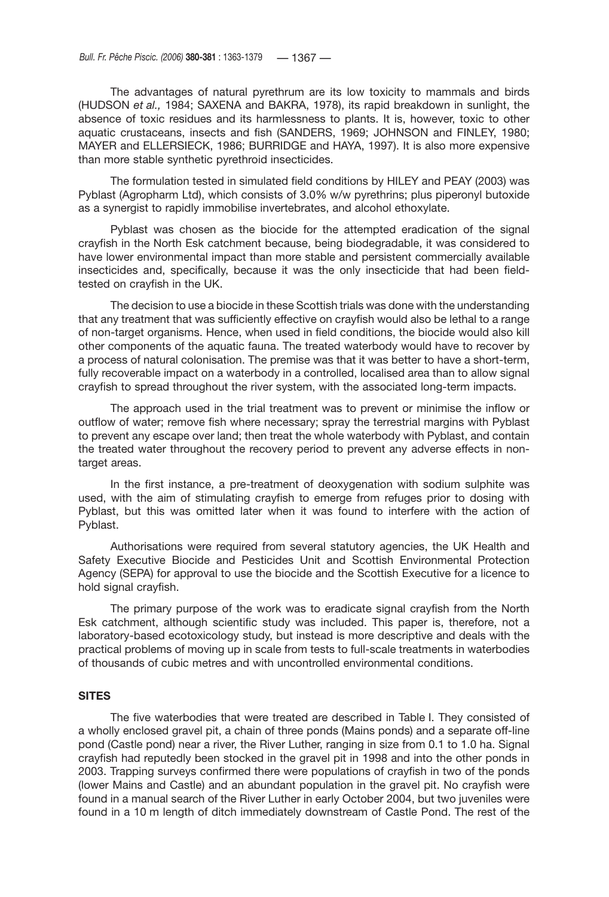The advantages of natural pyrethrum are its low toxicity to mammals and birds (HUDSON *et al.,* 1984; SAXENA and BAKRA, 1978), its rapid breakdown in sunlight, the absence of toxic residues and its harmlessness to plants. It is, however, toxic to other aquatic crustaceans, insects and fish (SANDERS, 1969; JOHNSON and FINLEY, 1980; MAYER and ELLERSIECK, 1986; BURRIDGE and HAYA, 1997). It is also more expensive than more stable synthetic pyrethroid insecticides.

The formulation tested in simulated field conditions by HILEY and PEAY (2003) was Pyblast (Agropharm Ltd), which consists of 3.0% w/w pyrethrins; plus piperonyl butoxide as a synergist to rapidly immobilise invertebrates, and alcohol ethoxylate.

Pyblast was chosen as the biocide for the attempted eradication of the signal crayfish in the North Esk catchment because, being biodegradable, it was considered to have lower environmental impact than more stable and persistent commercially available insecticides and, specifically, because it was the only insecticide that had been field-tested on crayfish in the UK.

The decision to use a biocide in these Scottish trials was done with the understanding that any treatment that was sufficiently effective on crayfish would also be lethal to a range of non-target organisms. Hence, when used in field conditions, the biocide would also kill other components of the aquatic fauna. The treated waterbody would have to recover by a process of natural colonisation. The premise was that it was better to have a short-term, fully recoverable impact on a waterbody in a controlled, localised area than to allow signal crayfish to spread throughout the river system, with the associated long-term impacts.

The approach used in the trial treatment was to prevent or minimise the inflow or outflow of water; remove fish where necessary; spray the terrestrial margins with Pyblast to prevent any escape over land; then treat the whole waterbody with Pyblast, and contain the treated water throughout the recovery period to prevent any adverse effects in non-target areas.

In the first instance, a pre-treatment of deoxygenation with sodium sulphite was used, with the aim of stimulating crayfish to emerge from refuges prior to dosing with Pyblast, but this was omitted later when it was found to interfere with the action of Pyblast.

Authorisations were required from several statutory agencies, the UK Health and Safety Executive Biocide and Pesticides Unit and Scottish Environmental Protection Agency (SEPA) for approval to use the biocide and the Scottish Executive for a licence to hold signal crayfish.

The primary purpose of the work was to eradicate signal crayfish from the North Esk catchment, although scientific study was included. This paper is, therefore, not a laboratory-based ecotoxicology study, but instead is more descriptive and deals with the practical problems of moving up in scale from tests to full-scale treatments in waterbodies of thousands of cubic metres and with uncontrolled environmental conditions.

## SITES

The five waterbodies that were treated are described in Table I. They consisted of a wholly enclosed gravel pit, a chain of three ponds (Mains ponds) and a separate off-line pond (Castle pond) near a river, the River Luther, ranging in size from 0.1 to 1.0 ha. Signal crayfish had reputedly been stocked in the gravel pit in 1998 and into the other ponds in 2003. Trapping surveys confirmed there were populations of crayfish in two of the ponds (lower Mains and Castle) and an abundant population in the gravel pit. No crayfish were found in a manual search of the River Luther in early October 2004, but two juveniles were found in a 10 m length of ditch immediately downstream of Castle Pond. The rest of the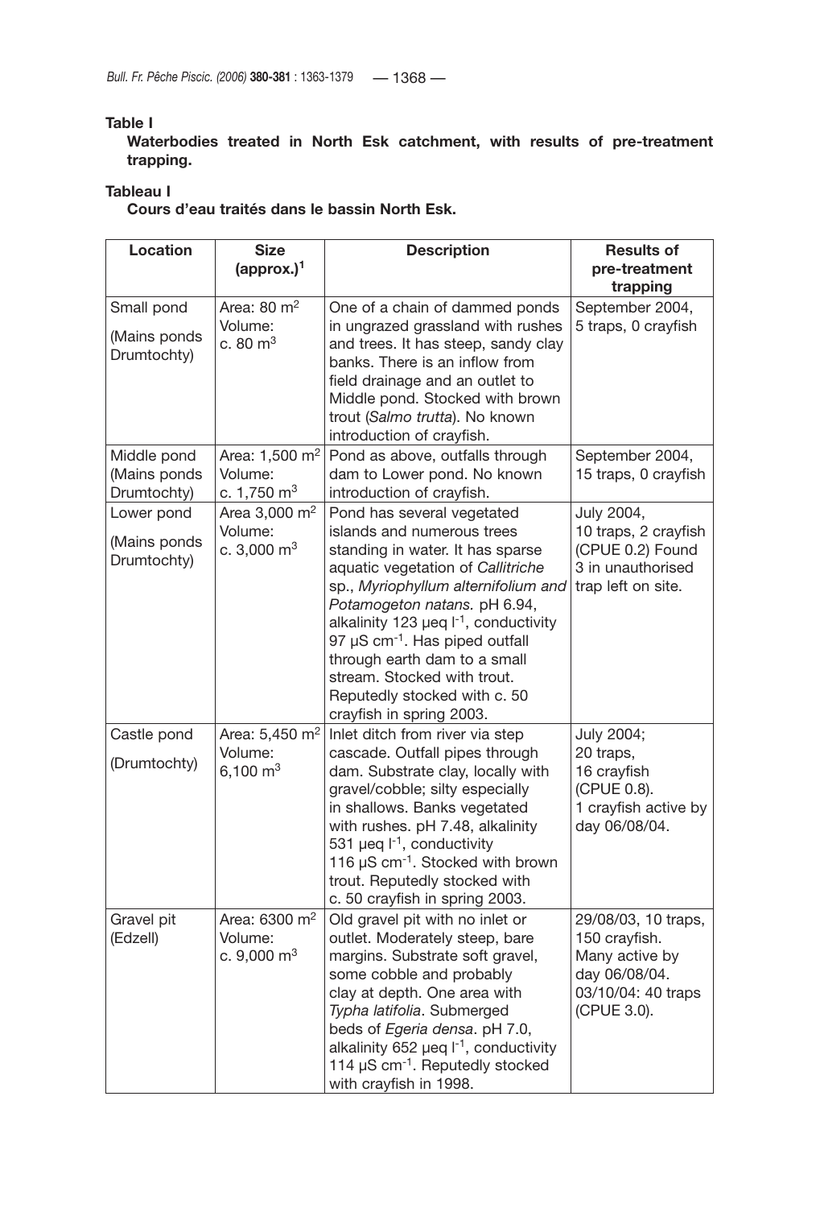**Table I**

**Waterbodies treated in North Esk catchment, with results of pre-treatment trapping.**

**Tableau I**

**Cours d'eau traités dans le bassin North Esk.**

| Location | Size (approx.)[1] | Description | Results of pre-treatment trapping |
|---|---|---|---|
| Small pond (Mains ponds Drumtochty) | Area: 80 $m^2$ Volume: c. 80 $m^3$ | One of a chain of dammed ponds in ungrazed grassland with rushes and trees. It has steep, sandy clay banks. There is an inflow from field drainage and an outlet to Middle pond. Stocked with brown trout (*Salmo trutta*). No known introduction of crayfish. | September 2004, 5 traps, 0 crayfish |
| Middle pond (Mains ponds Drumtochty) | Area: 1,500 $m^2$ Volume: c. 1,750 $m^3$ | Pond as above, outfalls through dam to Lower pond. No known introduction of crayfish. | September 2004, 15 traps, 0 crayfish |
| Lower pond (Mains ponds Drumtochty) | Area 3,000 $m^2$ Volume: c. 3,000 $m^3$ | Pond has several vegetated islands and numerous trees standing in water. It has sparse aquatic vegetation of *Callitriche* sp., *Myriophyllum alternifolium and Potamogeton natans.* pH 6.94, alkalinity 123 μeq $l^{-1}$, conductivity 97 μS $cm^{-1}$. Has piped outfall through earth dam to a small stream. Stocked with trout. Reputedly stocked with c. 50 crayfish in spring 2003. | July 2004, 10 traps, 2 crayfish (CPUE 0.2) Found 3 in unauthorised trap left on site. |
| Castle pond (Drumtochty) | Area: 5,450 $m^2$ Volume: 6,100 $m^3$ | Inlet ditch from river via step cascade. Outfall pipes through dam. Substrate clay, locally with gravel/cobble; silty especially in shallows. Banks vegetated with rushes. pH 7.48, alkalinity 531 μeq $l^{-1}$, conductivity 116 μS $cm^{-1}$. Stocked with brown trout. Reputedly stocked with c. 50 crayfish in spring 2003. | July 2004; 20 traps, 16 crayfish (CPUE 0.8). 1 crayfish active by day 06/08/04. |
| Gravel pit (Edzell) | Area: 6300 $m^2$ Volume: c. 9,000 $m^3$ | Old gravel pit with no inlet or outlet. Moderately steep, bare margins. Substrate soft gravel, some cobble and probably clay at depth. One area with *Typha latifolia*. Submerged beds of *Egeria densa*. pH 7.0, alkalinity 652 μeq $l^{-1}$, conductivity 114 μS $cm^{-1}$. Reputedly stocked with crayfish in 1998. | 29/08/03, 10 traps, 150 crayfish. Many active by day 06/08/04. 03/10/04: 40 traps (CPUE 3.0). |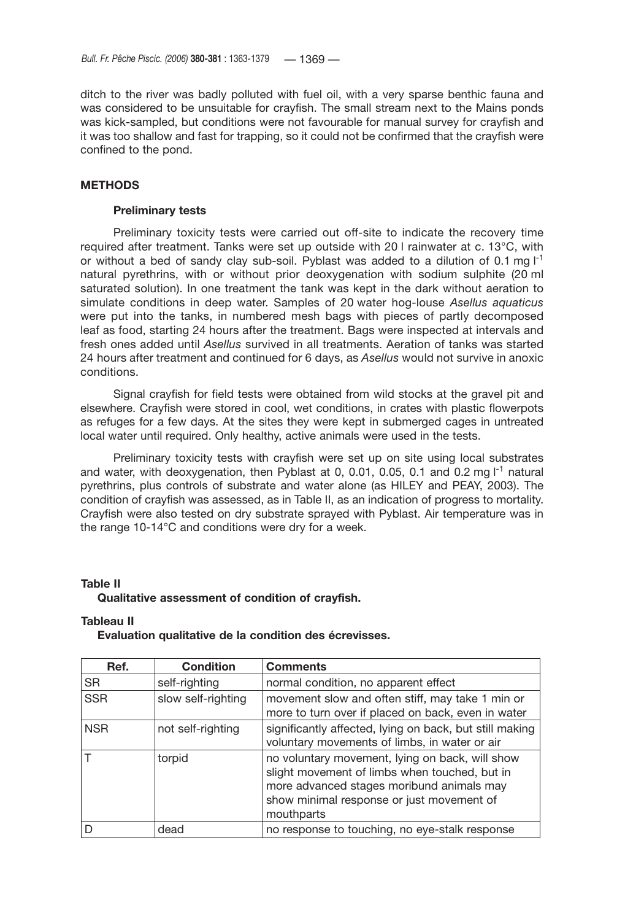ditch to the river was badly polluted with fuel oil, with a very sparse benthic fauna and was considered to be unsuitable for crayfish. The small stream next to the Mains ponds was kick-sampled, but conditions were not favourable for manual survey for crayfish and it was too shallow and fast for trapping, so it could not be confirmed that the crayfish were confined to the pond.

## METHODS

### Preliminary tests

Preliminary toxicity tests were carried out off-site to indicate the recovery time required after treatment. Tanks were set up outside with 20 l rainwater at c. 13°C, with or without a bed of sandy clay sub-soil. Pyblast was added to a dilution of 0.1 mg $l^{-1}$ natural pyrethrins, with or without prior deoxygenation with sodium sulphite (20 ml saturated solution). In one treatment the tank was kept in the dark without aeration to simulate conditions in deep water. Samples of 20 water hog-louse *Asellus aquaticus* were put into the tanks, in numbered mesh bags with pieces of partly decomposed leaf as food, starting 24 hours after the treatment. Bags were inspected at intervals and fresh ones added until *Asellus* survived in all treatments. Aeration of tanks was started 24 hours after treatment and continued for 6 days, as *Asellus* would not survive in anoxic conditions.

Signal crayfish for field tests were obtained from wild stocks at the gravel pit and elsewhere. Crayfish were stored in cool, wet conditions, in crates with plastic flowerpots as refuges for a few days. At the sites they were kept in submerged cages in untreated local water until required. Only healthy, active animals were used in the tests.

Preliminary toxicity tests with crayfish were set up on site using local substrates and water, with deoxygenation, then Pyblast at 0, 0.01, 0.05, 0.1 and 0.2 mg $l^{-1}$ natural pyrethrins, plus controls of substrate and water alone (as HILEY and PEAY, 2003). The condition of crayfish was assessed, as in Table II, as an indication of progress to mortality. Crayfish were also tested on dry substrate sprayed with Pyblast. Air temperature was in the range 10-14°C and conditions were dry for a week.

**Table II**
**Qualitative assessment of condition of crayfish.**

**Tableau II**
**Evaluation qualitative de la condition des écrevisses.**

| Ref. | Condition | Comments |
|---|---|---|
| SR | self-righting | normal condition, no apparent effect |
| SSR | slow self-righting | movement slow and often stiff, may take 1 min or more to turn over if placed on back, even in water |
| NSR | not self-righting | significantly affected, lying on back, but still making voluntary movements of limbs, in water or air |
| T | torpid | no voluntary movement, lying on back, will show slight movement of limbs when touched, but in more advanced stages moribund animals may show minimal response or just movement of mouthparts |
| D | dead | no response to touching, no eye-stalk response |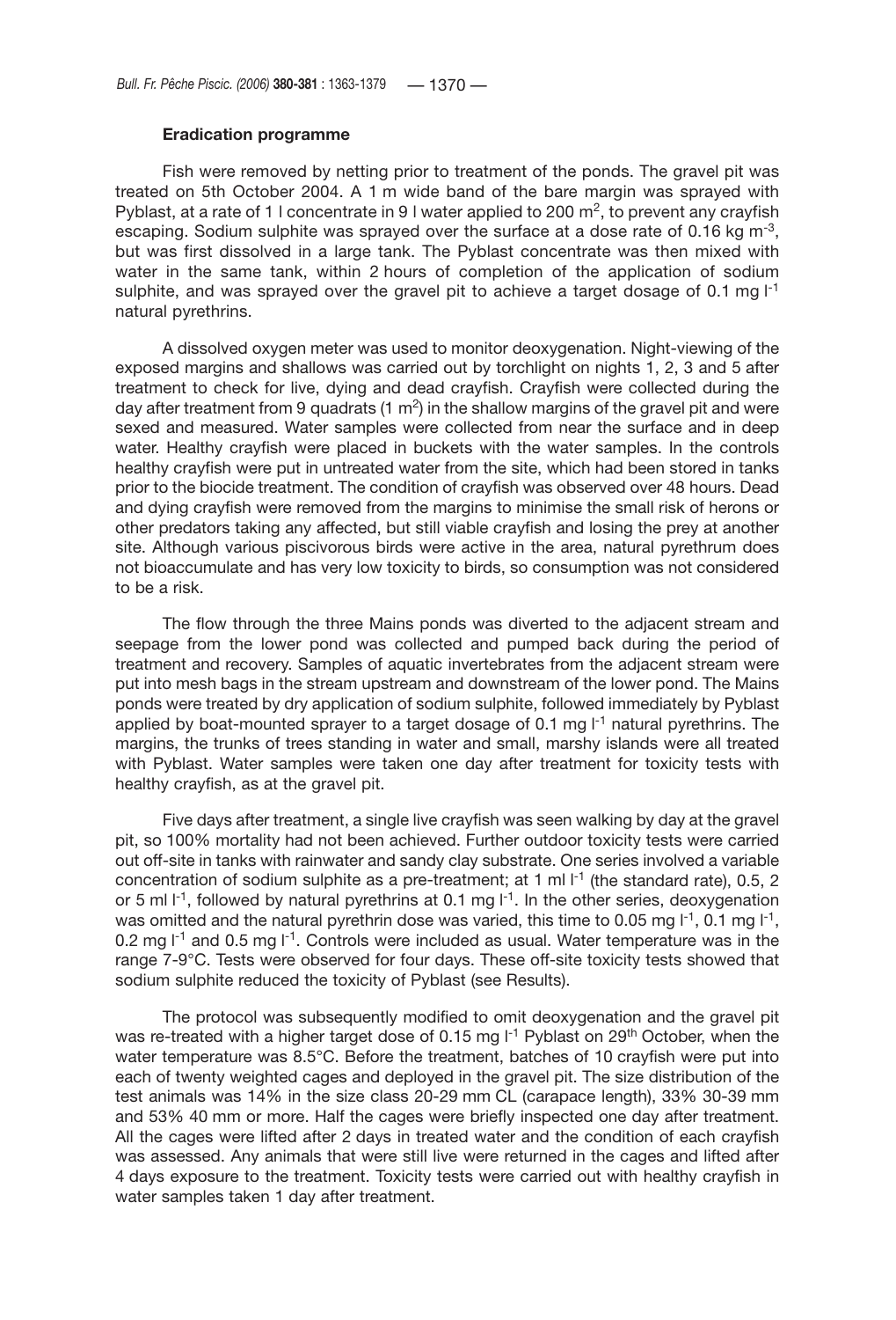### Eradication programme

Fish were removed by netting prior to treatment of the ponds. The gravel pit was treated on 5th October 2004. A 1 m wide band of the bare margin was sprayed with Pyblast, at a rate of 1 l concentrate in 9 l water applied to 200 $m^2$, to prevent any crayfish escaping. Sodium sulphite was sprayed over the surface at a dose rate of 0.16 kg $m^{-3}$, but was first dissolved in a large tank. The Pyblast concentrate was then mixed with water in the same tank, within 2 hours of completion of the application of sodium sulphite, and was sprayed over the gravel pit to achieve a target dosage of 0.1 mg $l^{-1}$ natural pyrethrins.

A dissolved oxygen meter was used to monitor deoxygenation. Night-viewing of the exposed margins and shallows was carried out by torchlight on nights 1, 2, 3 and 5 after treatment to check for live, dying and dead crayfish. Crayfish were collected during the day after treatment from 9 quadrats (1 $m^2$) in the shallow margins of the gravel pit and were sexed and measured. Water samples were collected from near the surface and in deep water. Healthy crayfish were placed in buckets with the water samples. In the controls healthy crayfish were put in untreated water from the site, which had been stored in tanks prior to the biocide treatment. The condition of crayfish was observed over 48 hours. Dead and dying crayfish were removed from the margins to minimise the small risk of herons or other predators taking any affected, but still viable crayfish and losing the prey at another site. Although various piscivorous birds were active in the area, natural pyrethrum does not bioaccumulate and has very low toxicity to birds, so consumption was not considered to be a risk.

The flow through the three Mains ponds was diverted to the adjacent stream and seepage from the lower pond was collected and pumped back during the period of treatment and recovery. Samples of aquatic invertebrates from the adjacent stream were put into mesh bags in the stream upstream and downstream of the lower pond. The Mains ponds were treated by dry application of sodium sulphite, followed immediately by Pyblast applied by boat-mounted sprayer to a target dosage of 0.1 mg $l^{-1}$ natural pyrethrins. The margins, the trunks of trees standing in water and small, marshy islands were all treated with Pyblast. Water samples were taken one day after treatment for toxicity tests with healthy crayfish, as at the gravel pit.

Five days after treatment, a single live crayfish was seen walking by day at the gravel pit, so 100% mortality had not been achieved. Further outdoor toxicity tests were carried out off-site in tanks with rainwater and sandy clay substrate. One series involved a variable concentration of sodium sulphite as a pre-treatment; at 1 ml $l^{-1}$ (the standard rate), 0.5, 2 or 5 ml $l^{-1}$, followed by natural pyrethrins at 0.1 mg $l^{-1}$. In the other series, deoxygenation was omitted and the natural pyrethrin dose was varied, this time to 0.05 mg $l^{-1}$, 0.1 mg $l^{-1}$, 0.2 mg $l^{-1}$ and 0.5 mg $l^{-1}$. Controls were included as usual. Water temperature was in the range 7-9°C. Tests were observed for four days. These off-site toxicity tests showed that sodium sulphite reduced the toxicity of Pyblast (see Results).

The protocol was subsequently modified to omit deoxygenation and the gravel pit was re-treated with a higher target dose of 0.15 mg $l^{-1}$ Pyblast on 29th October, when the water temperature was 8.5°C. Before the treatment, batches of 10 crayfish were put into each of twenty weighted cages and deployed in the gravel pit. The size distribution of the test animals was 14% in the size class 20-29 mm CL (carapace length), 33% 30-39 mm and 53% 40 mm or more. Half the cages were briefly inspected one day after treatment. All the cages were lifted after 2 days in treated water and the condition of each crayfish was assessed. Any animals that were still live were returned in the cages and lifted after 4 days exposure to the treatment. Toxicity tests were carried out with healthy crayfish in water samples taken 1 day after treatment.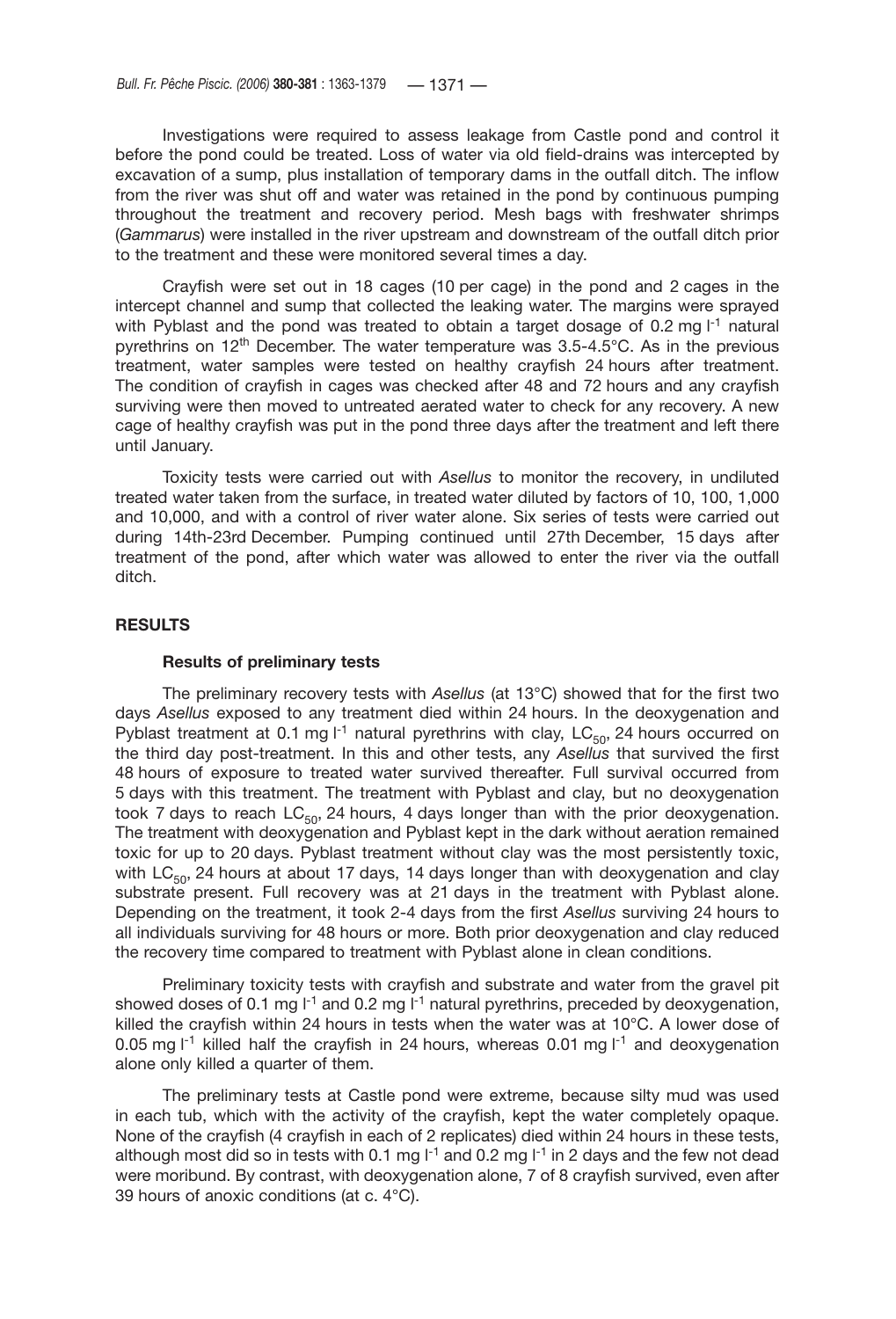Investigations were required to assess leakage from Castle pond and control it before the pond could be treated. Loss of water via old field-drains was intercepted by excavation of a sump, plus installation of temporary dams in the outfall ditch. The inflow from the river was shut off and water was retained in the pond by continuous pumping throughout the treatment and recovery period. Mesh bags with freshwater shrimps (*Gammarus*) were installed in the river upstream and downstream of the outfall ditch prior to the treatment and these were monitored several times a day.

Crayfish were set out in 18 cages (10 per cage) in the pond and 2 cages in the intercept channel and sump that collected the leaking water. The margins were sprayed with Pyblast and the pond was treated to obtain a target dosage of 0.2 mg $l^{-1}$ natural pyrethrins on 12[th] December. The water temperature was 3.5-4.5°C. As in the previous treatment, water samples were tested on healthy crayfish 24 hours after treatment. The condition of crayfish in cages was checked after 48 and 72 hours and any crayfish surviving were then moved to untreated aerated water to check for any recovery. A new cage of healthy crayfish was put in the pond three days after the treatment and left there until January.

Toxicity tests were carried out with *Asellus* to monitor the recovery, in undiluted treated water taken from the surface, in treated water diluted by factors of 10, 100, 1,000 and 10,000, and with a control of river water alone. Six series of tests were carried out during 14th-23rd December. Pumping continued until 27th December, 15 days after treatment of the pond, after which water was allowed to enter the river via the outfall ditch.

## RESULTS

### Results of preliminary tests

The preliminary recovery tests with *Asellus* (at 13°C) showed that for the first two days *Asellus* exposed to any treatment died within 24 hours. In the deoxygenation and Pyblast treatment at 0.1 mg $l^{-1}$ natural pyrethrins with clay, $LC_{50}$, 24 hours occurred on the third day post-treatment. In this and other tests, any *Asellus* that survived the first 48 hours of exposure to treated water survived thereafter. Full survival occurred from 5 days with this treatment. The treatment with Pyblast and clay, but no deoxygenation took 7 days to reach $LC_{50}$, 24 hours, 4 days longer than with the prior deoxygenation. The treatment with deoxygenation and Pyblast kept in the dark without aeration remained toxic for up to 20 days. Pyblast treatment without clay was the most persistently toxic, with $LC_{50}$, 24 hours at about 17 days, 14 days longer than with deoxygenation and clay substrate present. Full recovery was at 21 days in the treatment with Pyblast alone. Depending on the treatment, it took 2-4 days from the first *Asellus* surviving 24 hours to all individuals surviving for 48 hours or more. Both prior deoxygenation and clay reduced the recovery time compared to treatment with Pyblast alone in clean conditions.

Preliminary toxicity tests with crayfish and substrate and water from the gravel pit showed doses of 0.1 mg $l^{-1}$ and 0.2 mg $l^{-1}$ natural pyrethrins, preceded by deoxygenation, killed the crayfish within 24 hours in tests when the water was at 10°C. A lower dose of 0.05 mg $l^{-1}$ killed half the crayfish in 24 hours, whereas 0.01 mg $l^{-1}$ and deoxygenation alone only killed a quarter of them.

The preliminary tests at Castle pond were extreme, because silty mud was used in each tub, which with the activity of the crayfish, kept the water completely opaque. None of the crayfish (4 crayfish in each of 2 replicates) died within 24 hours in these tests, although most did so in tests with 0.1 mg $l^{-1}$ and 0.2 mg $l^{-1}$ in 2 days and the few not dead were moribund. By contrast, with deoxygenation alone, 7 of 8 crayfish survived, even after 39 hours of anoxic conditions (at c. 4°C).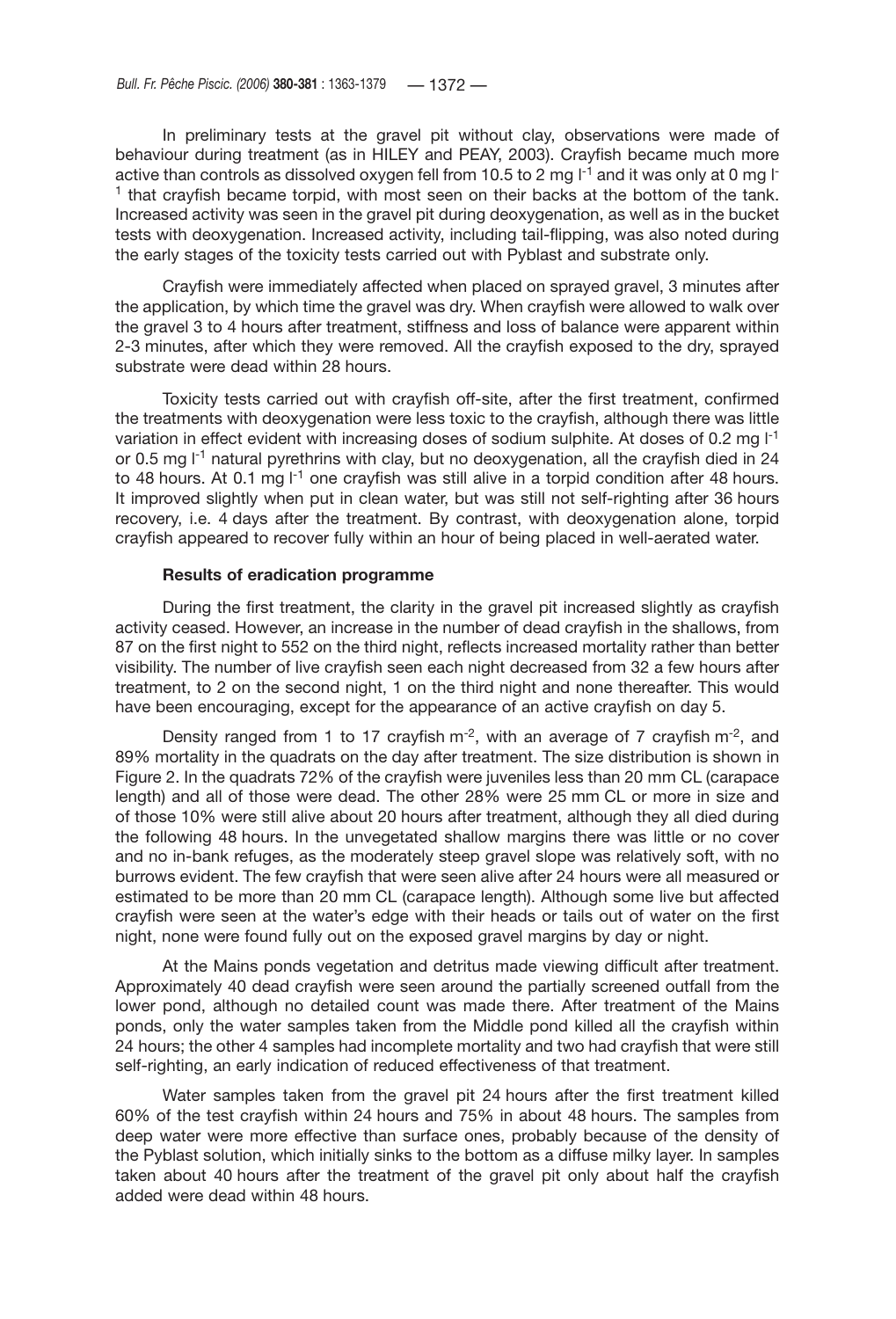In preliminary tests at the gravel pit without clay, observations were made of behaviour during treatment (as in HILEY and PEAY, 2003). Crayfish became much more active than controls as dissolved oxygen fell from 10.5 to 2 mg $l^{-1}$ and it was only at 0 mg $l^{-1}$ that crayfish became torpid, with most seen on their backs at the bottom of the tank. Increased activity was seen in the gravel pit during deoxygenation, as well as in the bucket tests with deoxygenation. Increased activity, including tail-flipping, was also noted during the early stages of the toxicity tests carried out with Pyblast and substrate only.

Crayfish were immediately affected when placed on sprayed gravel, 3 minutes after the application, by which time the gravel was dry. When crayfish were allowed to walk over the gravel 3 to 4 hours after treatment, stiffness and loss of balance were apparent within 2-3 minutes, after which they were removed. All the crayfish exposed to the dry, sprayed substrate were dead within 28 hours.

Toxicity tests carried out with crayfish off-site, after the first treatment, confirmed the treatments with deoxygenation were less toxic to the crayfish, although there was little variation in effect evident with increasing doses of sodium sulphite. At doses of 0.2 mg $l^{-1}$ or 0.5 mg $l^{-1}$ natural pyrethrins with clay, but no deoxygenation, all the crayfish died in 24 to 48 hours. At 0.1 mg $l^{-1}$ one crayfish was still alive in a torpid condition after 48 hours. It improved slightly when put in clean water, but was still not self-righting after 36 hours recovery, i.e. 4 days after the treatment. By contrast, with deoxygenation alone, torpid crayfish appeared to recover fully within an hour of being placed in well-aerated water.

### Results of eradication programme

During the first treatment, the clarity in the gravel pit increased slightly as crayfish activity ceased. However, an increase in the number of dead crayfish in the shallows, from 87 on the first night to 552 on the third night, reflects increased mortality rather than better visibility. The number of live crayfish seen each night decreased from 32 a few hours after treatment, to 2 on the second night, 1 on the third night and none thereafter. This would have been encouraging, except for the appearance of an active crayfish on day 5.

Density ranged from 1 to 17 crayfish $m^{-2}$, with an average of 7 crayfish $m^{-2}$, and 89% mortality in the quadrats on the day after treatment. The size distribution is shown in Figure 2. In the quadrats 72% of the crayfish were juveniles less than 20 mm CL (carapace length) and all of those were dead. The other 28% were 25 mm CL or more in size and of those 10% were still alive about 20 hours after treatment, although they all died during the following 48 hours. In the unvegetated shallow margins there was little or no cover and no in-bank refuges, as the moderately steep gravel slope was relatively soft, with no burrows evident. The few crayfish that were seen alive after 24 hours were all measured or estimated to be more than 20 mm CL (carapace length). Although some live but affected crayfish were seen at the water's edge with their heads or tails out of water on the first night, none were found fully out on the exposed gravel margins by day or night.

At the Mains ponds vegetation and detritus made viewing difficult after treatment. Approximately 40 dead crayfish were seen around the partially screened outfall from the lower pond, although no detailed count was made there. After treatment of the Mains ponds, only the water samples taken from the Middle pond killed all the crayfish within 24 hours; the other 4 samples had incomplete mortality and two had crayfish that were still self-righting, an early indication of reduced effectiveness of that treatment.

Water samples taken from the gravel pit 24 hours after the first treatment killed 60% of the test crayfish within 24 hours and 75% in about 48 hours. The samples from deep water were more effective than surface ones, probably because of the density of the Pyblast solution, which initially sinks to the bottom as a diffuse milky layer. In samples taken about 40 hours after the treatment of the gravel pit only about half the crayfish added were dead within 48 hours.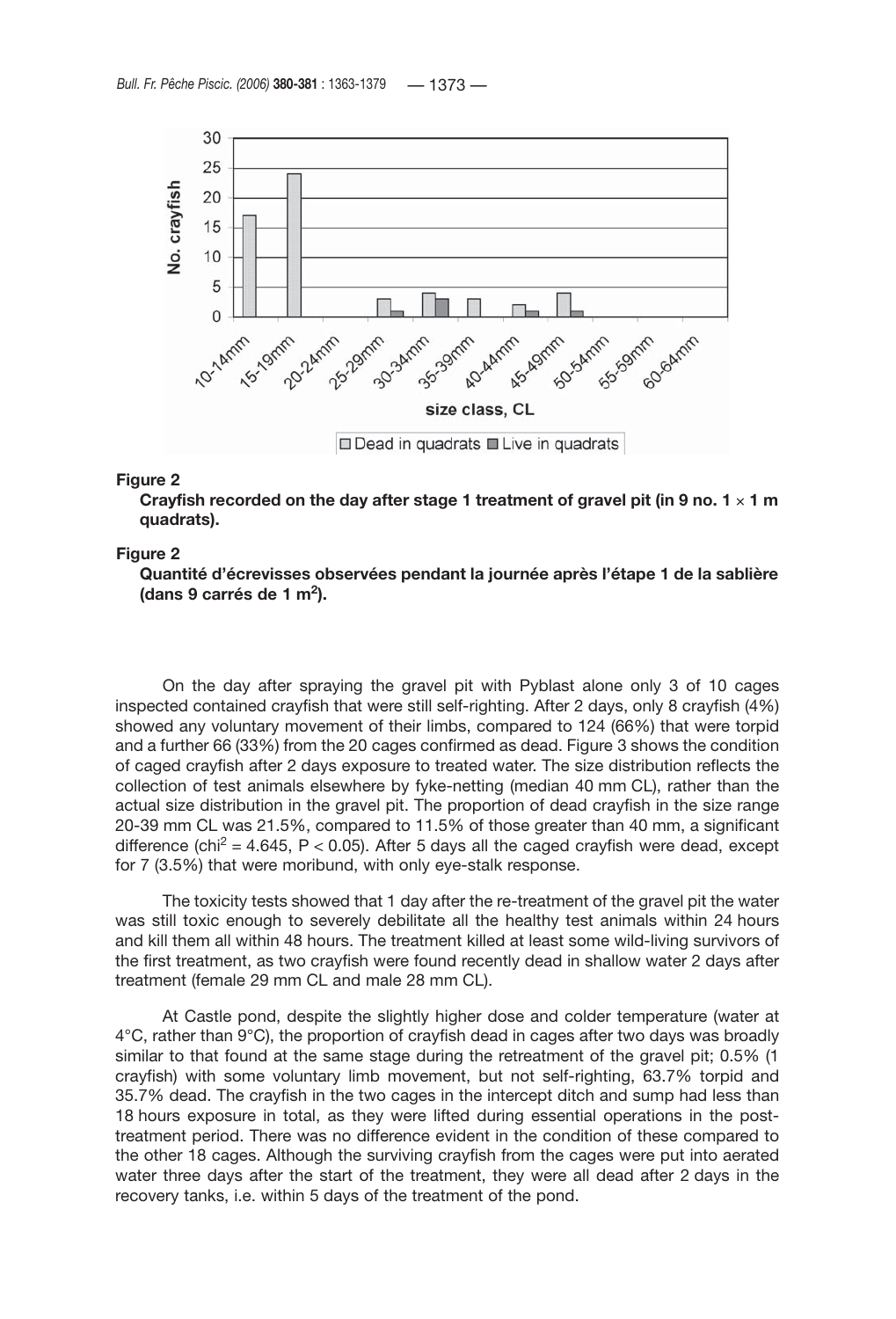**Figure 2**
**Crayfish recorded on the day after stage 1 treatment of gravel pit (in 9 no. 1 × 1 m quadrats).**

**Figure 2**
**Quantité d'écrevisses observées pendant la journée après l'étape 1 de la sablière (dans 9 carrés de 1 m²).**

On the day after spraying the gravel pit with Pyblast alone only 3 of 10 cages inspected contained crayfish that were still self-righting. After 2 days, only 8 crayfish (4%) showed any voluntary movement of their limbs, compared to 124 (66%) that were torpid and a further 66 (33%) from the 20 cages confirmed as dead. Figure 3 shows the condition of caged crayfish after 2 days exposure to treated water. The size distribution reflects the collection of test animals elsewhere by fyke-netting (median 40 mm CL), rather than the actual size distribution in the gravel pit. The proportion of dead crayfish in the size range 20-39 mm CL was 21.5%, compared to 11.5% of those greater than 40 mm, a significant difference ($chi^2 = 4.645$, $P < 0.05$). After 5 days all the caged crayfish were dead, except for 7 (3.5%) that were moribund, with only eye-stalk response.

The toxicity tests showed that 1 day after the re-treatment of the gravel pit the water was still toxic enough to severely debilitate all the healthy test animals within 24 hours and kill them all within 48 hours. The treatment killed at least some wild-living survivors of the first treatment, as two crayfish were found recently dead in shallow water 2 days after treatment (female 29 mm CL and male 28 mm CL).

At Castle pond, despite the slightly higher dose and colder temperature (water at 4°C, rather than 9°C), the proportion of crayfish dead in cages after two days was broadly similar to that found at the same stage during the retreatment of the gravel pit; 0.5% (1 crayfish) with some voluntary limb movement, but not self-righting, 63.7% torpid and 35.7% dead. The crayfish in the two cages in the intercept ditch and sump had less than 18 hours exposure in total, as they were lifted during essential operations in the post-treatment period. There was no difference evident in the condition of these compared to the other 18 cages. Although the surviving crayfish from the cages were put into aerated water three days after the start of the treatment, they were all dead after 2 days in the recovery tanks, i.e. within 5 days of the treatment of the pond.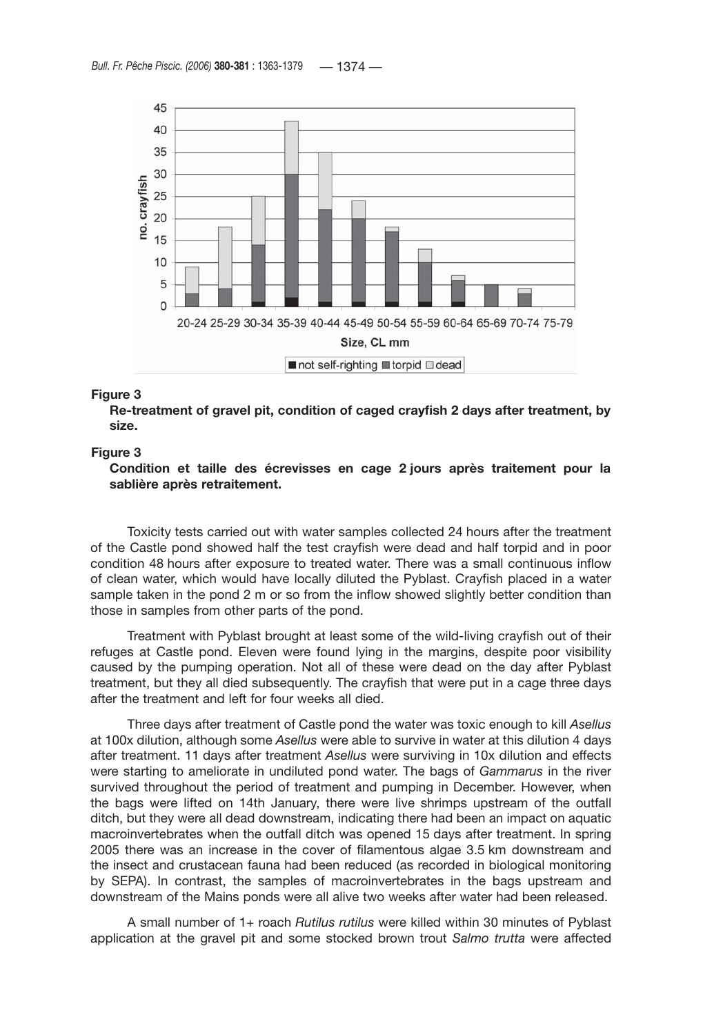**Figure 3**
**Re-treatment of gravel pit, condition of caged crayfish 2 days after treatment, by size.**

**Figure 3**
**Condition et taille des écrevisses en cage 2 jours après traitement pour la sablière après retraitement.**

Toxicity tests carried out with water samples collected 24 hours after the treatment of the Castle pond showed half the test crayfish were dead and half torpid and in poor condition 48 hours after exposure to treated water. There was a small continuous inflow of clean water, which would have locally diluted the Pyblast. Crayfish placed in a water sample taken in the pond 2 m or so from the inflow showed slightly better condition than those in samples from other parts of the pond.

Treatment with Pyblast brought at least some of the wild-living crayfish out of their refuges at Castle pond. Eleven were found lying in the margins, despite poor visibility caused by the pumping operation. Not all of these were dead on the day after Pyblast treatment, but they all died subsequently. The crayfish that were put in a cage three days after the treatment and left for four weeks all died.

Three days after treatment of Castle pond the water was toxic enough to kill *Asellus* at 100x dilution, although some *Asellus* were able to survive in water at this dilution 4 days after treatment. 11 days after treatment *Asellus* were surviving in 10x dilution and effects were starting to ameliorate in undiluted pond water. The bags of *Gammarus* in the river survived throughout the period of treatment and pumping in December. However, when the bags were lifted on 14th January, there were live shrimps upstream of the outfall ditch, but they were all dead downstream, indicating there had been an impact on aquatic macroinvertebrates when the outfall ditch was opened 15 days after treatment. In spring 2005 there was an increase in the cover of filamentous algae 3.5 km downstream and the insect and crustacean fauna had been reduced (as recorded in biological monitoring by SEPA). In contrast, the samples of macroinvertebrates in the bags upstream and downstream of the Mains ponds were all alive two weeks after water had been released.

A small number of 1+ roach *Rutilus rutilus* were killed within 30 minutes of Pyblast application at the gravel pit and some stocked brown trout *Salmo trutta* were affected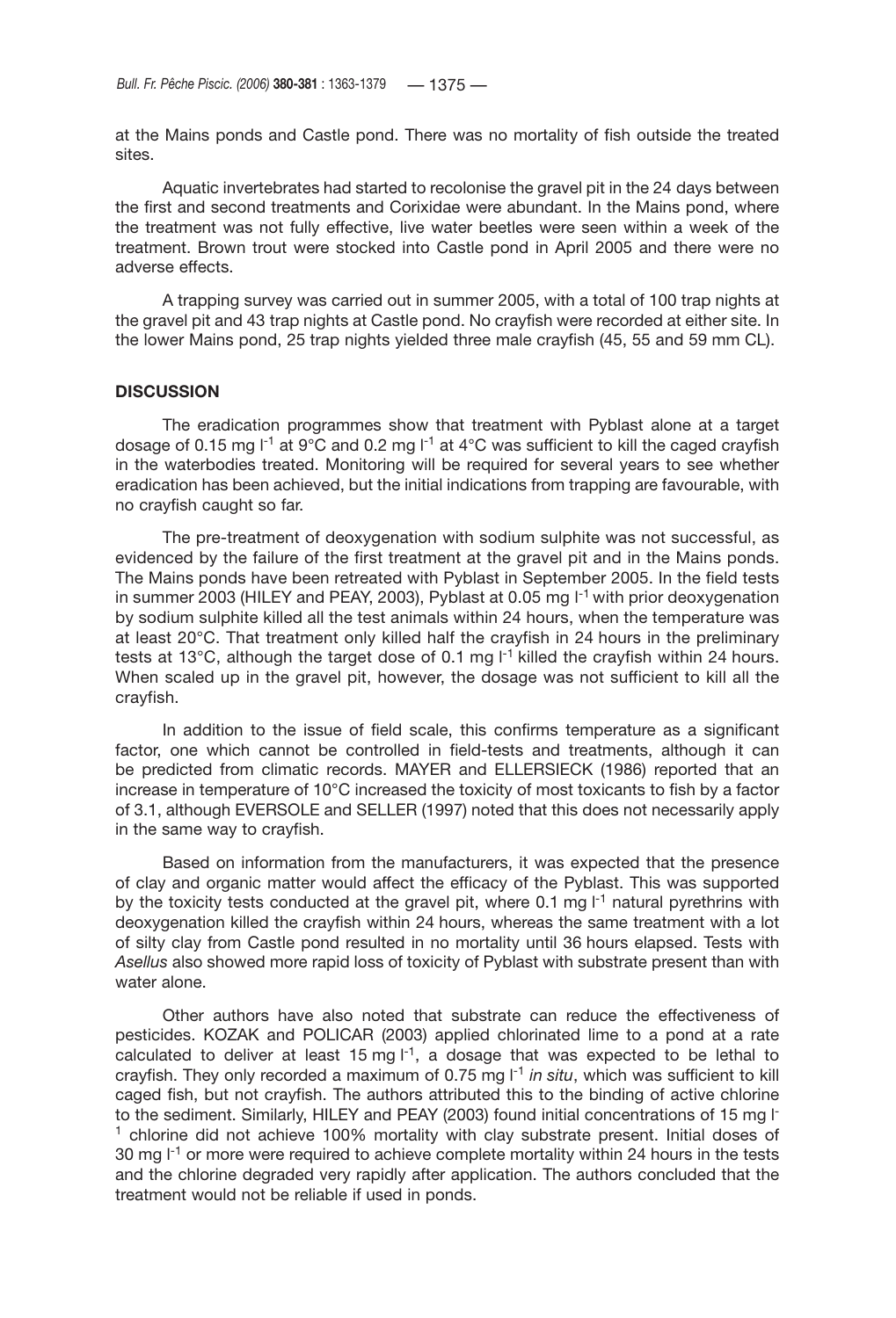at the Mains ponds and Castle pond. There was no mortality of fish outside the treated sites.

Aquatic invertebrates had started to recolonise the gravel pit in the 24 days between the first and second treatments and Corixidae were abundant. In the Mains pond, where the treatment was not fully effective, live water beetles were seen within a week of the treatment. Brown trout were stocked into Castle pond in April 2005 and there were no adverse effects.

A trapping survey was carried out in summer 2005, with a total of 100 trap nights at the gravel pit and 43 trap nights at Castle pond. No crayfish were recorded at either site. In the lower Mains pond, 25 trap nights yielded three male crayfish (45, 55 and 59 mm CL).

## DISCUSSION

The eradication programmes show that treatment with Pyblast alone at a target dosage of 0.15 mg $l^{-1}$ at 9°C and 0.2 mg $l^{-1}$ at 4°C was sufficient to kill the caged crayfish in the waterbodies treated. Monitoring will be required for several years to see whether eradication has been achieved, but the initial indications from trapping are favourable, with no crayfish caught so far.

The pre-treatment of deoxygenation with sodium sulphite was not successful, as evidenced by the failure of the first treatment at the gravel pit and in the Mains ponds. The Mains ponds have been retreated with Pyblast in September 2005. In the field tests in summer 2003 (HILEY and PEAY, 2003), Pyblast at 0.05 mg $l^{-1}$ with prior deoxygenation by sodium sulphite killed all the test animals within 24 hours, when the temperature was at least 20°C. That treatment only killed half the crayfish in 24 hours in the preliminary tests at 13°C, although the target dose of 0.1 mg $l^{-1}$ killed the crayfish within 24 hours. When scaled up in the gravel pit, however, the dosage was not sufficient to kill all the crayfish.

In addition to the issue of field scale, this confirms temperature as a significant factor, one which cannot be controlled in field-tests and treatments, although it can be predicted from climatic records. MAYER and ELLERSIECK (1986) reported that an increase in temperature of 10°C increased the toxicity of most toxicants to fish by a factor of 3.1, although EVERSOLE and SELLER (1997) noted that this does not necessarily apply in the same way to crayfish.

Based on information from the manufacturers, it was expected that the presence of clay and organic matter would affect the efficacy of the Pyblast. This was supported by the toxicity tests conducted at the gravel pit, where 0.1 mg $l^{-1}$ natural pyrethrins with deoxygenation killed the crayfish within 24 hours, whereas the same treatment with a lot of silty clay from Castle pond resulted in no mortality until 36 hours elapsed. Tests with *Asellus* also showed more rapid loss of toxicity of Pyblast with substrate present than with water alone.

Other authors have also noted that substrate can reduce the effectiveness of pesticides. KOZAK and POLICAR (2003) applied chlorinated lime to a pond at a rate calculated to deliver at least 15 mg $l^{-1}$, a dosage that was expected to be lethal to crayfish. They only recorded a maximum of 0.75 mg $l^{-1}$ *in situ*, which was sufficient to kill caged fish, but not crayfish. The authors attributed this to the binding of active chlorine to the sediment. Similarly, HILEY and PEAY (2003) found initial concentrations of 15 mg $l^{-1}$ chlorine did not achieve 100% mortality with clay substrate present. Initial doses of 30 mg $l^{-1}$ or more were required to achieve complete mortality within 24 hours in the tests and the chlorine degraded very rapidly after application. The authors concluded that the treatment would not be reliable if used in ponds.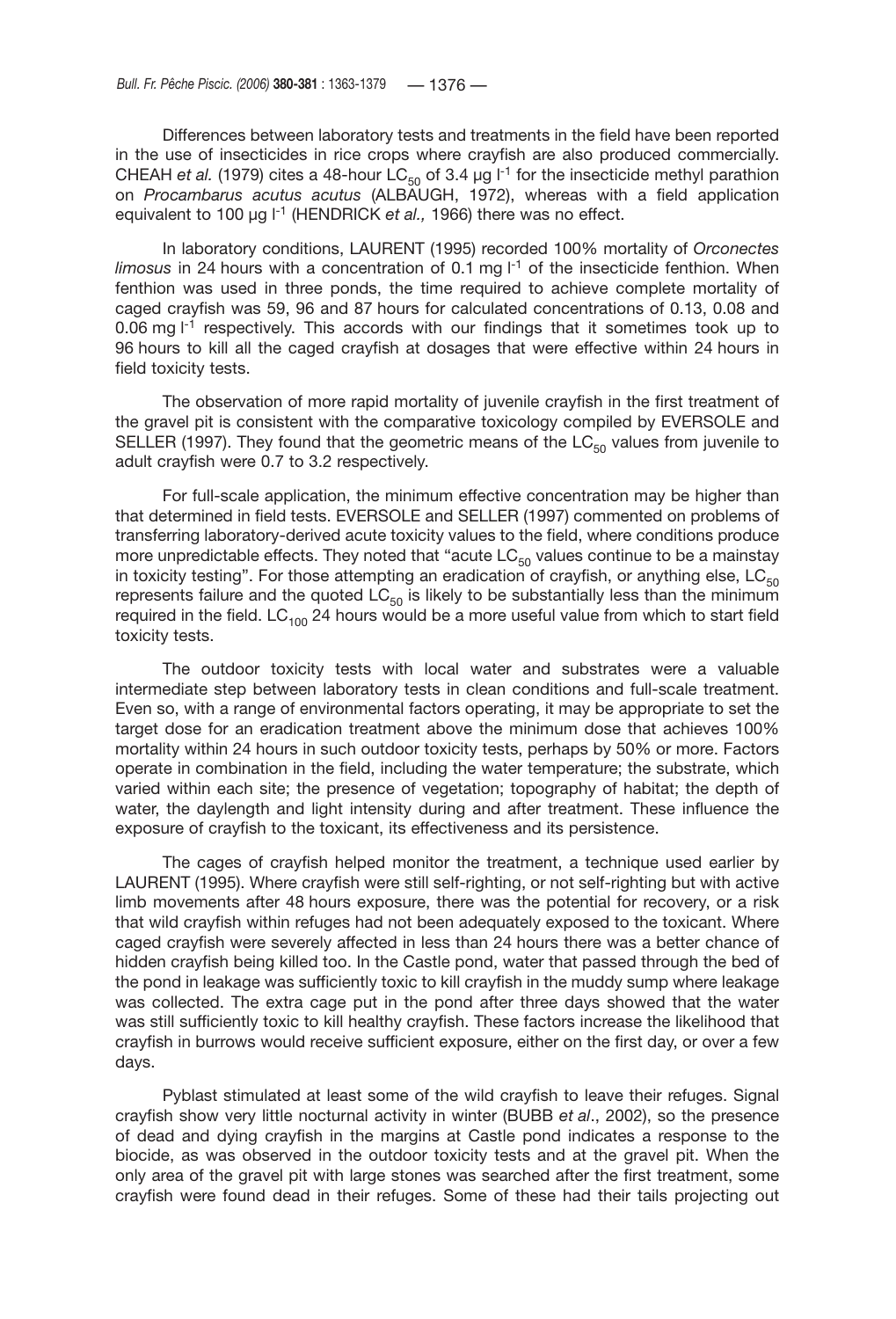Differences between laboratory tests and treatments in the field have been reported in the use of insecticides in rice crops where crayfish are also produced commercially. CHEAH *et al.* (1979) cites a 48-hour $LC_{50}$ of 3.4 µg $l^{-1}$ for the insecticide methyl parathion on *Procambarus acutus acutus* (ALBAUGH, 1972), whereas with a field application equivalent to 100 µg $l^{-1}$ (HENDRICK *et al.,* 1966) there was no effect.

In laboratory conditions, LAURENT (1995) recorded 100% mortality of *Orconectes limosus* in 24 hours with a concentration of 0.1 mg $l^{-1}$ of the insecticide fenthion. When fenthion was used in three ponds, the time required to achieve complete mortality of caged crayfish was 59, 96 and 87 hours for calculated concentrations of 0.13, 0.08 and 0.06 mg $l^{-1}$ respectively. This accords with our findings that it sometimes took up to 96 hours to kill all the caged crayfish at dosages that were effective within 24 hours in field toxicity tests.

The observation of more rapid mortality of juvenile crayfish in the first treatment of the gravel pit is consistent with the comparative toxicology compiled by EVERSOLE and SELLER (1997). They found that the geometric means of the $LC_{50}$ values from juvenile to adult crayfish were 0.7 to 3.2 respectively.

For full-scale application, the minimum effective concentration may be higher than that determined in field tests. EVERSOLE and SELLER (1997) commented on problems of transferring laboratory-derived acute toxicity values to the field, where conditions produce more unpredictable effects. They noted that "acute $LC_{50}$ values continue to be a mainstay in toxicity testing". For those attempting an eradication of crayfish, or anything else, $LC_{50}$ represents failure and the quoted $LC_{50}$ is likely to be substantially less than the minimum required in the field. $LC_{100}$ 24 hours would be a more useful value from which to start field toxicity tests.

The outdoor toxicity tests with local water and substrates were a valuable intermediate step between laboratory tests in clean conditions and full-scale treatment. Even so, with a range of environmental factors operating, it may be appropriate to set the target dose for an eradication treatment above the minimum dose that achieves 100% mortality within 24 hours in such outdoor toxicity tests, perhaps by 50% or more. Factors operate in combination in the field, including the water temperature; the substrate, which varied within each site; the presence of vegetation; topography of habitat; the depth of water, the daylength and light intensity during and after treatment. These influence the exposure of crayfish to the toxicant, its effectiveness and its persistence.

The cages of crayfish helped monitor the treatment, a technique used earlier by LAURENT (1995). Where crayfish were still self-righting, or not self-righting but with active limb movements after 48 hours exposure, there was the potential for recovery, or a risk that wild crayfish within refuges had not been adequately exposed to the toxicant. Where caged crayfish were severely affected in less than 24 hours there was a better chance of hidden crayfish being killed too. In the Castle pond, water that passed through the bed of the pond in leakage was sufficiently toxic to kill crayfish in the muddy sump where leakage was collected. The extra cage put in the pond after three days showed that the water was still sufficiently toxic to kill healthy crayfish. These factors increase the likelihood that crayfish in burrows would receive sufficient exposure, either on the first day, or over a few days.

Pyblast stimulated at least some of the wild crayfish to leave their refuges. Signal crayfish show very little nocturnal activity in winter (BUBB *et al*., 2002), so the presence of dead and dying crayfish in the margins at Castle pond indicates a response to the biocide, as was observed in the outdoor toxicity tests and at the gravel pit. When the only area of the gravel pit with large stones was searched after the first treatment, some crayfish were found dead in their refuges. Some of these had their tails projecting out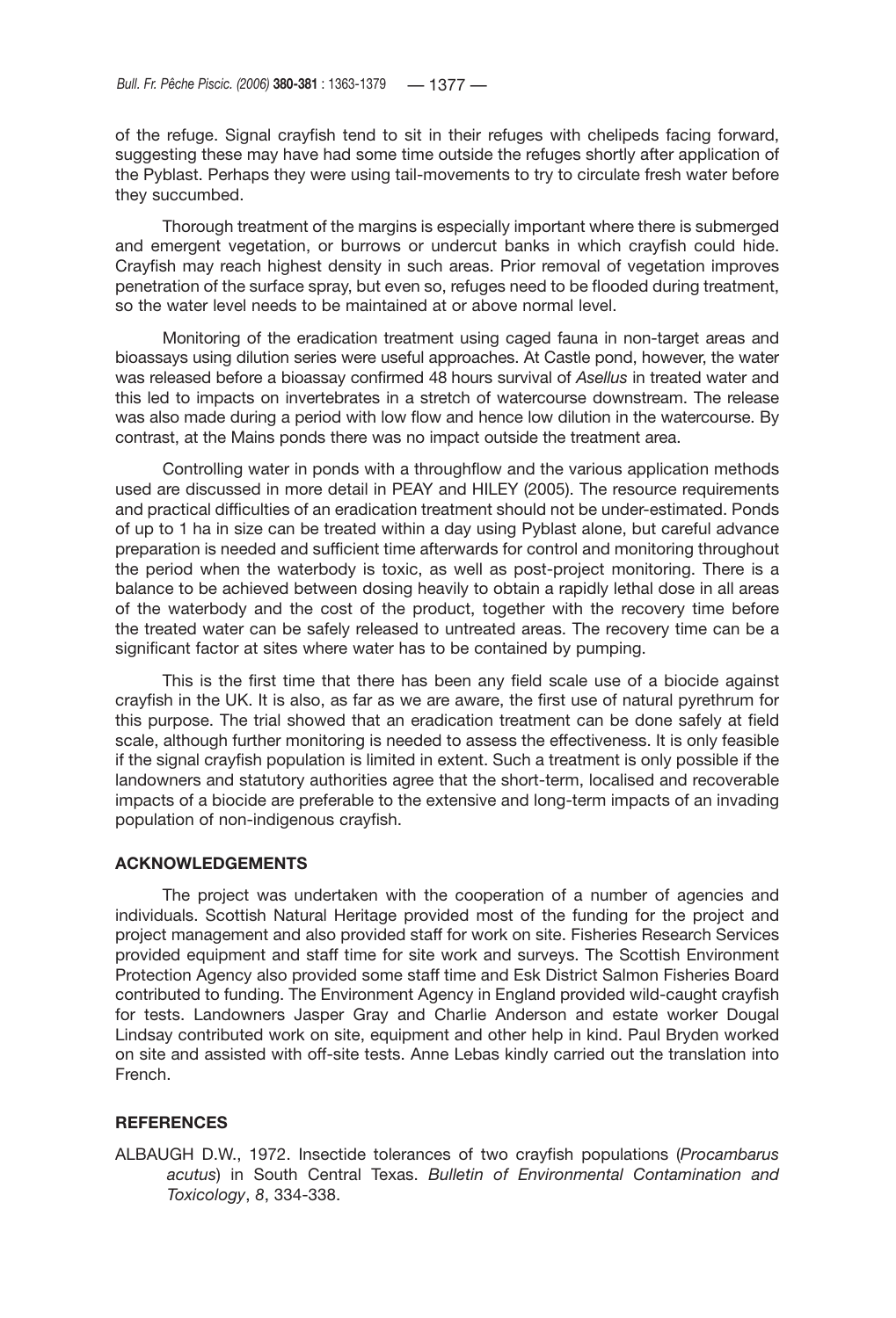of the refuge. Signal crayfish tend to sit in their refuges with chelipeds facing forward, suggesting these may have had some time outside the refuges shortly after application of the Pyblast. Perhaps they were using tail-movements to try to circulate fresh water before they succumbed.

Thorough treatment of the margins is especially important where there is submerged and emergent vegetation, or burrows or undercut banks in which crayfish could hide. Crayfish may reach highest density in such areas. Prior removal of vegetation improves penetration of the surface spray, but even so, refuges need to be flooded during treatment, so the water level needs to be maintained at or above normal level.

Monitoring of the eradication treatment using caged fauna in non-target areas and bioassays using dilution series were useful approaches. At Castle pond, however, the water was released before a bioassay confirmed 48 hours survival of *Asellus* in treated water and this led to impacts on invertebrates in a stretch of watercourse downstream. The release was also made during a period with low flow and hence low dilution in the watercourse. By contrast, at the Mains ponds there was no impact outside the treatment area.

Controlling water in ponds with a throughflow and the various application methods used are discussed in more detail in PEAY and HILEY (2005). The resource requirements and practical difficulties of an eradication treatment should not be under-estimated. Ponds of up to 1 ha in size can be treated within a day using Pyblast alone, but careful advance preparation is needed and sufficient time afterwards for control and monitoring throughout the period when the waterbody is toxic, as well as post-project monitoring. There is a balance to be achieved between dosing heavily to obtain a rapidly lethal dose in all areas of the waterbody and the cost of the product, together with the recovery time before the treated water can be safely released to untreated areas. The recovery time can be a significant factor at sites where water has to be contained by pumping.

This is the first time that there has been any field scale use of a biocide against crayfish in the UK. It is also, as far as we are aware, the first use of natural pyrethrum for this purpose. The trial showed that an eradication treatment can be done safely at field scale, although further monitoring is needed to assess the effectiveness. It is only feasible if the signal crayfish population is limited in extent. Such a treatment is only possible if the landowners and statutory authorities agree that the short-term, localised and recoverable impacts of a biocide are preferable to the extensive and long-term impacts of an invading population of non-indigenous crayfish.

## ACKNOWLEDGEMENTS

The project was undertaken with the cooperation of a number of agencies and individuals. Scottish Natural Heritage provided most of the funding for the project and project management and also provided staff for work on site. Fisheries Research Services provided equipment and staff time for site work and surveys. The Scottish Environment Protection Agency also provided some staff time and Esk District Salmon Fisheries Board contributed to funding. The Environment Agency in England provided wild-caught crayfish for tests. Landowners Jasper Gray and Charlie Anderson and estate worker Dougal Lindsay contributed work on site, equipment and other help in kind. Paul Bryden worked on site and assisted with off-site tests. Anne Lebas kindly carried out the translation into French.

## REFERENCES

ALBAUGH D.W., 1972. Insectide tolerances of two crayfish populations (*Procambarus acutus*) in South Central Texas. *Bulletin of Environmental Contamination and Toxicology*, *8*, 334-338.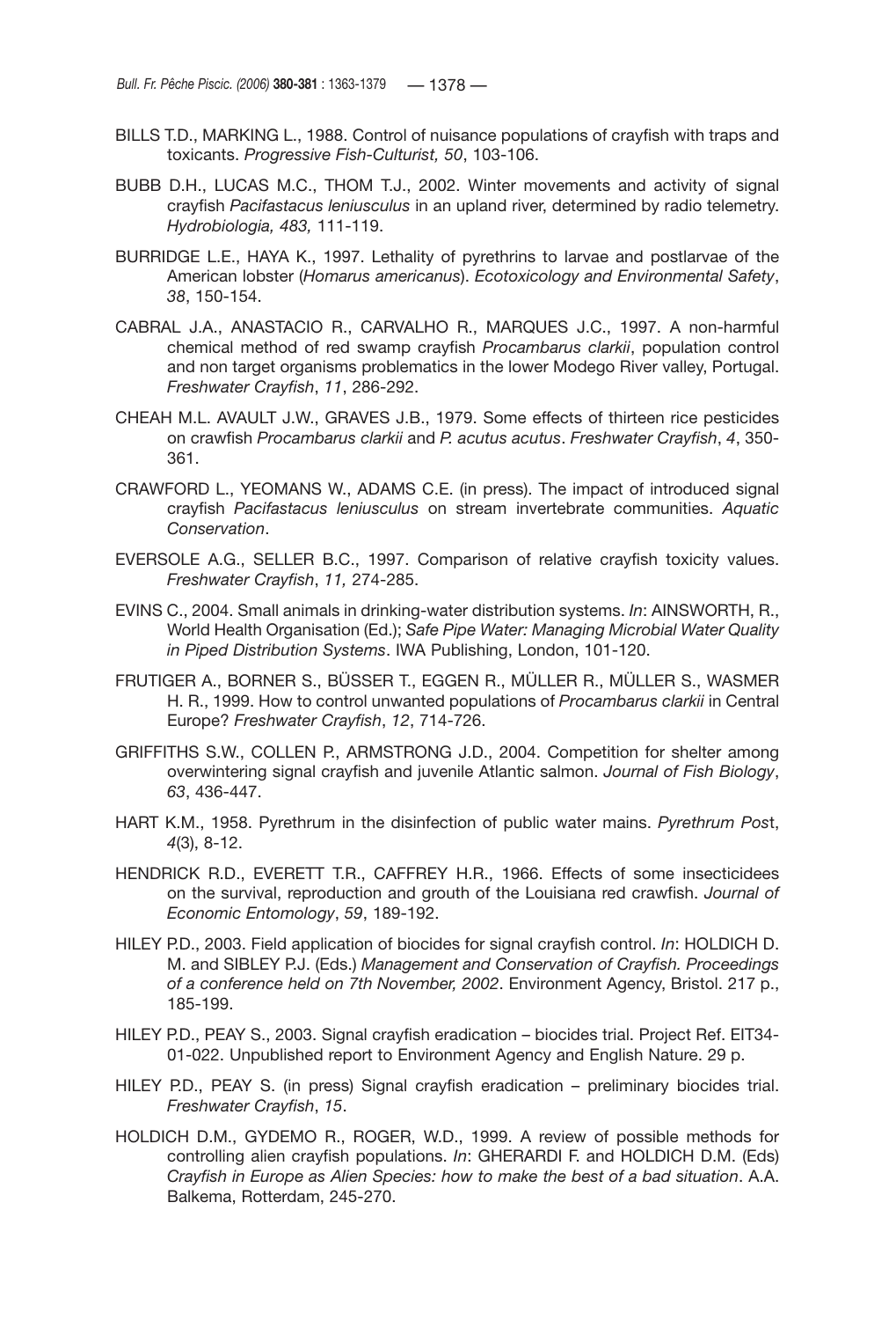BILLS T.D., MARKING L., 1988. Control of nuisance populations of crayfish with traps and toxicants. *Progressive Fish-Culturist, 50*, 103-106.

BUBB D.H., LUCAS M.C., THOM T.J., 2002. Winter movements and activity of signal crayfish *Pacifastacus leniusculus* in an upland river, determined by radio telemetry. *Hydrobiologia, 483,* 111-119.

BURRIDGE L.E., HAYA K., 1997. Lethality of pyrethrins to larvae and postlarvae of the American lobster (*Homarus americanus*). *Ecotoxicology and Environmental Safety*, *38*, 150-154.

CABRAL J.A., ANASTACIO R., CARVALHO R., MARQUES J.C., 1997. A non-harmful chemical method of red swamp crayfish *Procambarus clarkii*, population control and non target organisms problematics in the lower Modego River valley, Portugal. *Freshwater Crayfish*, *11*, 286-292.

CHEAH M.L. AVAULT J.W., GRAVES J.B., 1979. Some effects of thirteen rice pesticides on crawfish *Procambarus clarkii* and *P. acutus acutus*. *Freshwater Crayfish*, *4*, 350-361.

CRAWFORD L., YEOMANS W., ADAMS C.E. (in press). The impact of introduced signal crayfish *Pacifastacus leniusculus* on stream invertebrate communities. *Aquatic Conservation*.

EVERSOLE A.G., SELLER B.C., 1997. Comparison of relative crayfish toxicity values. *Freshwater Crayfish*, *11,* 274-285.

EVINS C., 2004. Small animals in drinking-water distribution systems. *In*: AINSWORTH, R., World Health Organisation (Ed.); *Safe Pipe Water: Managing Microbial Water Quality in Piped Distribution Systems*. IWA Publishing, London, 101-120.

FRUTIGER A., BORNER S., BÜSSER T., EGGEN R., MÜLLER R., MÜLLER S., WASMER H. R., 1999. How to control unwanted populations of *Procambarus clarkii* in Central Europe? *Freshwater Crayfish*, *12*, 714-726.

GRIFFITHS S.W., COLLEN P., ARMSTRONG J.D., 2004. Competition for shelter among overwintering signal crayfish and juvenile Atlantic salmon. *Journal of Fish Biology*, *63*, 436-447.

HART K.M., 1958. Pyrethrum in the disinfection of public water mains. *Pyrethrum Post*, *4*(3), 8-12.

HENDRICK R.D., EVERETT T.R., CAFFREY H.R., 1966. Effects of some insecticidees on the survival, reproduction and grouth of the Louisiana red crawfish. *Journal of Economic Entomology*, *59*, 189-192.

HILEY P.D., 2003. Field application of biocides for signal crayfish control. *In*: HOLDICH D. M. and SIBLEY P.J. (Eds.) *Management and Conservation of Crayfish. Proceedings of a conference held on 7th November, 2002*. Environment Agency, Bristol. 217 p., 185-199.

HILEY P.D., PEAY S., 2003. Signal crayfish eradication – biocides trial. Project Ref. EIT34-01-022. Unpublished report to Environment Agency and English Nature. 29 p.

HILEY P.D., PEAY S. (in press) Signal crayfish eradication – preliminary biocides trial. *Freshwater Crayfish*, *15*.

HOLDICH D.M., GYDEMO R., ROGER, W.D., 1999. A review of possible methods for controlling alien crayfish populations. *In*: GHERARDI F. and HOLDICH D.M. (Eds) *Crayfish in Europe as Alien Species: how to make the best of a bad situation*. A.A. Balkema, Rotterdam, 245-270.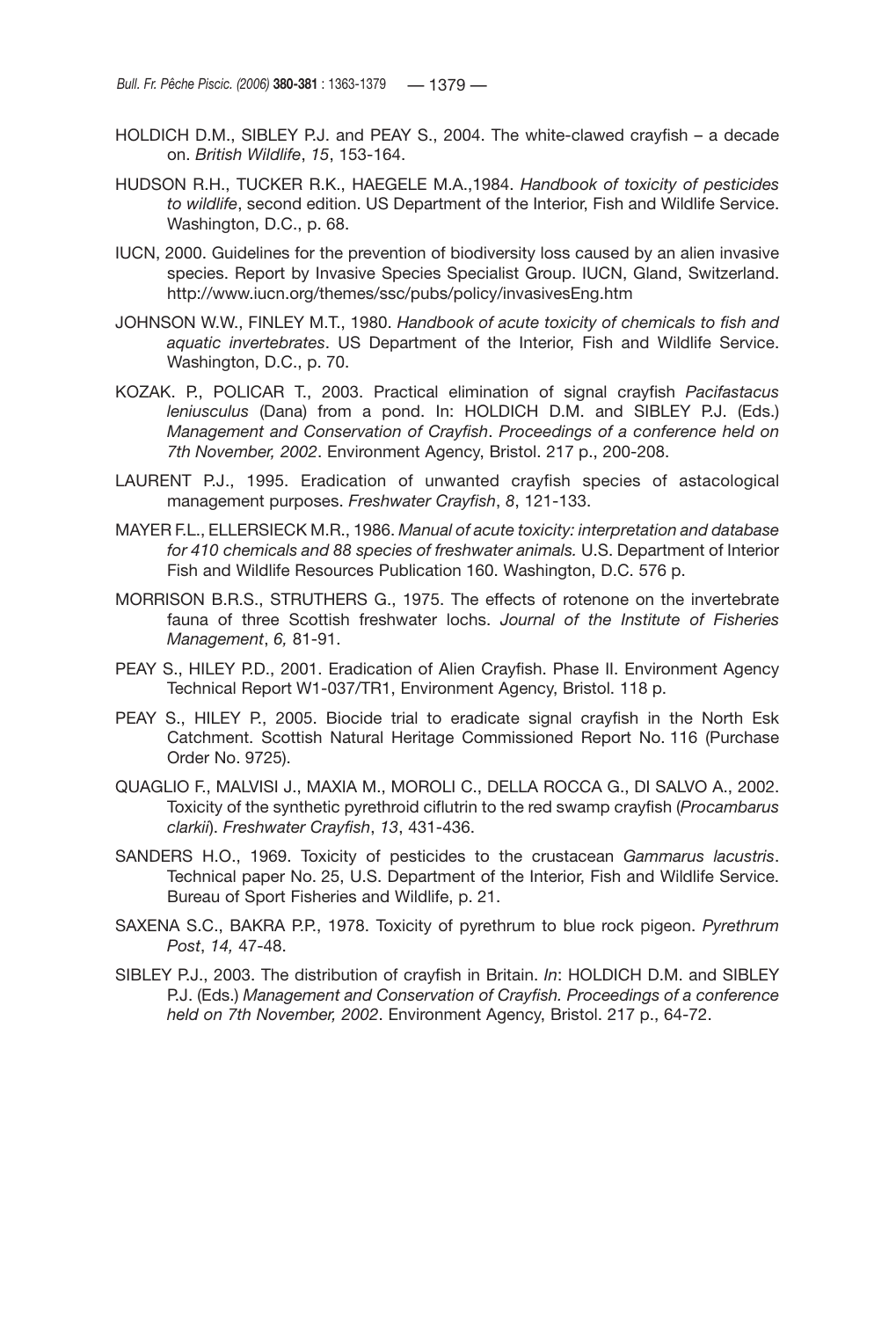HOLDICH D.M., SIBLEY P.J. and PEAY S., 2004. The white-clawed crayfish – a decade on. *British Wildlife*, *15*, 153-164.

HUDSON R.H., TUCKER R.K., HAEGELE M.A.,1984. *Handbook of toxicity of pesticides to wildlife*, second edition. US Department of the Interior, Fish and Wildlife Service. Washington, D.C., p. 68.

IUCN, 2000. Guidelines for the prevention of biodiversity loss caused by an alien invasive species. Report by Invasive Species Specialist Group. IUCN, Gland, Switzerland. http://www.iucn.org/themes/ssc/pubs/policy/invasivesEng.htm

JOHNSON W.W., FINLEY M.T., 1980. *Handbook of acute toxicity of chemicals to fish and aquatic invertebrates*. US Department of the Interior, Fish and Wildlife Service. Washington, D.C., p. 70.

KOZAK. P., POLICAR T., 2003. Practical elimination of signal crayfish *Pacifastacus leniusculus* (Dana) from a pond. In: HOLDICH D.M. and SIBLEY P.J. (Eds.) *Management and Conservation of Crayfish*. *Proceedings of a conference held on 7th November, 2002*. Environment Agency, Bristol. 217 p., 200-208.

LAURENT P.J., 1995. Eradication of unwanted crayfish species of astacological management purposes. *Freshwater Crayfish*, *8*, 121-133.

MAYER F.L., ELLERSIECK M.R., 1986. *Manual of acute toxicity: interpretation and database for 410 chemicals and 88 species of freshwater animals.* U.S. Department of Interior Fish and Wildlife Resources Publication 160. Washington, D.C. 576 p.

MORRISON B.R.S., STRUTHERS G., 1975. The effects of rotenone on the invertebrate fauna of three Scottish freshwater lochs. *Journal of the Institute of Fisheries Management*, *6,* 81-91.

PEAY S., HILEY P.D., 2001. Eradication of Alien Crayfish. Phase II. Environment Agency Technical Report W1-037/TR1, Environment Agency, Bristol. 118 p.

PEAY S., HILEY P., 2005. Biocide trial to eradicate signal crayfish in the North Esk Catchment. Scottish Natural Heritage Commissioned Report No. 116 (Purchase Order No. 9725).

QUAGLIO F., MALVISI J., MAXIA M., MOROLI C., DELLA ROCCA G., DI SALVO A., 2002. Toxicity of the synthetic pyrethroid ciflutrin to the red swamp crayfish (*Procambarus clarkii*). *Freshwater Crayfish*, *13*, 431-436.

SANDERS H.O., 1969. Toxicity of pesticides to the crustacean *Gammarus lacustris*. Technical paper No. 25, U.S. Department of the Interior, Fish and Wildlife Service. Bureau of Sport Fisheries and Wildlife, p. 21.

SAXENA S.C., BAKRA P.P., 1978. Toxicity of pyrethrum to blue rock pigeon. *Pyrethrum Post*, *14,* 47-48.

SIBLEY P.J., 2003. The distribution of crayfish in Britain. *In*: HOLDICH D.M. and SIBLEY P.J. (Eds.) *Management and Conservation of Crayfish. Proceedings of a conference held on 7th November, 2002*. Environment Agency, Bristol. 217 p., 64-72.